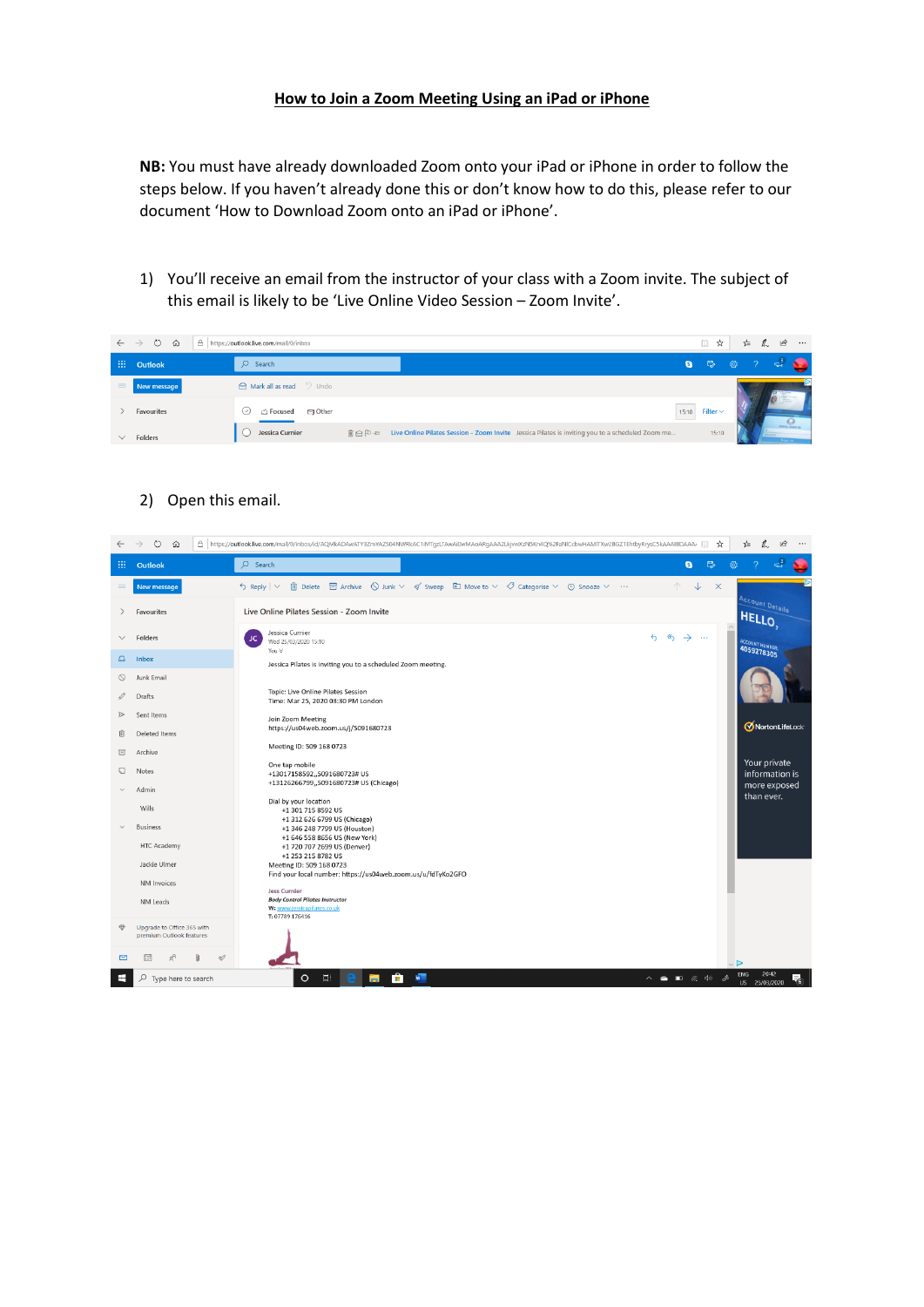# How to Join a Zoom Meeting Using an iPad or iPhone

**NB:** You must have already downloaded Zoom onto your iPad or iPhone in order to follow the steps below. If you haven't already done this or don't know how to do this, please refer to our document 'How to Download Zoom onto an iPad or iPhone'.

1) You'll receive an email from the instructor of your class with a Zoom invite. The subject of this email is likely to be 'Live Online Video Session – Zoom Invite'.

2) Open this email.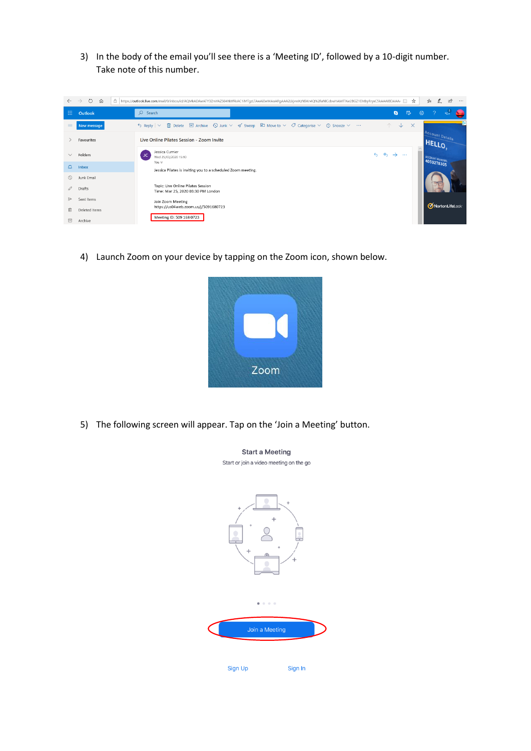3) In the body of the email you'll see there is a 'Meeting ID', followed by a 10-digit number. Take note of this number.

4) Launch Zoom on your device by tapping on the Zoom icon, shown below.

5) The following screen will appear. Tap on the 'Join a Meeting' button.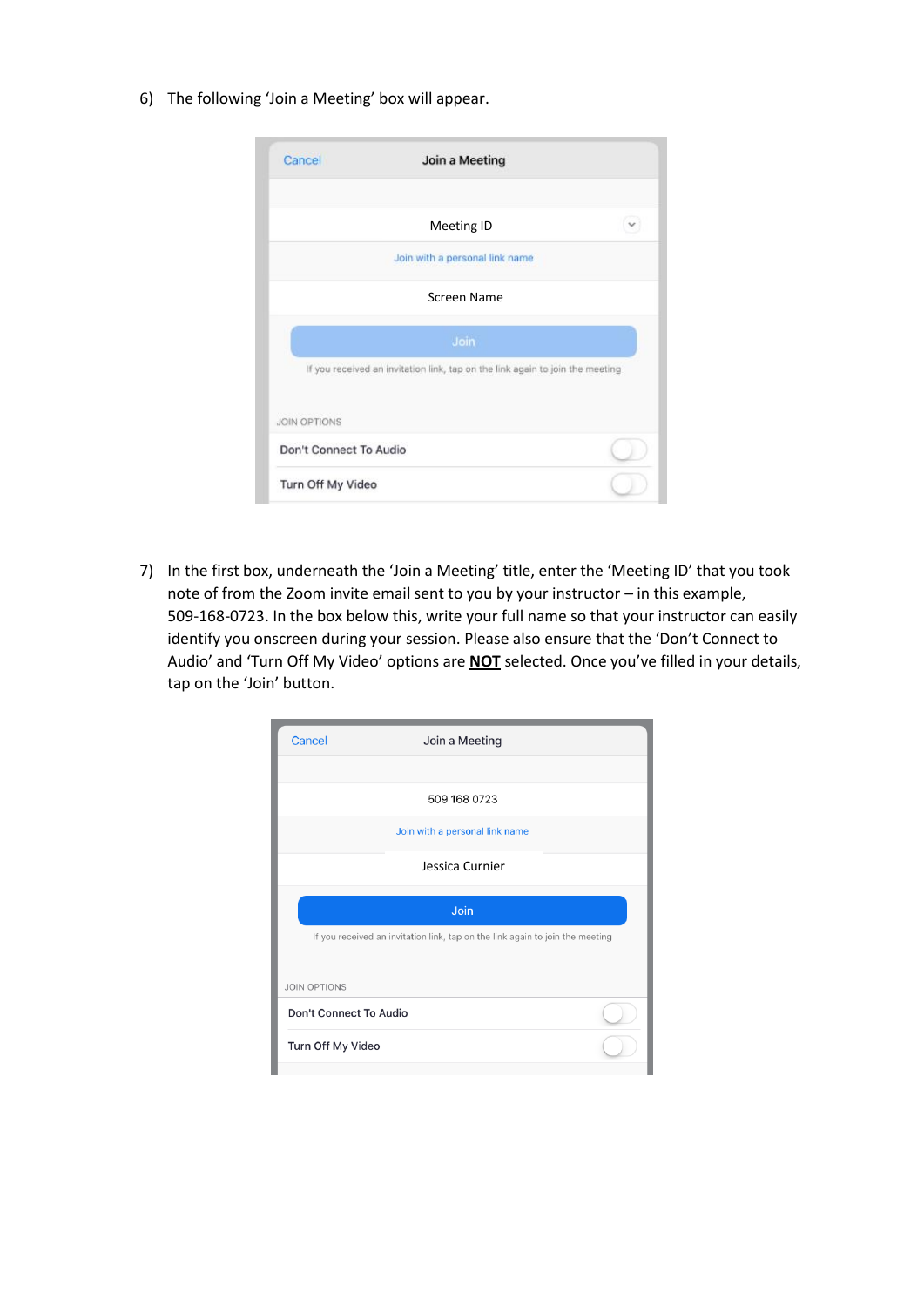6) The following 'Join a Meeting' box will appear.

7) In the first box, underneath the 'Join a Meeting' title, enter the 'Meeting ID' that you took note of from the Zoom invite email sent to you by your instructor – in this example, 509-168-0723. In the box below this, write your full name so that your instructor can easily identify you onscreen during your session. Please also ensure that the 'Don't Connect to Audio' and 'Turn Off My Video' options are **NOT** selected. Once you've filled in your details, tap on the 'Join' button.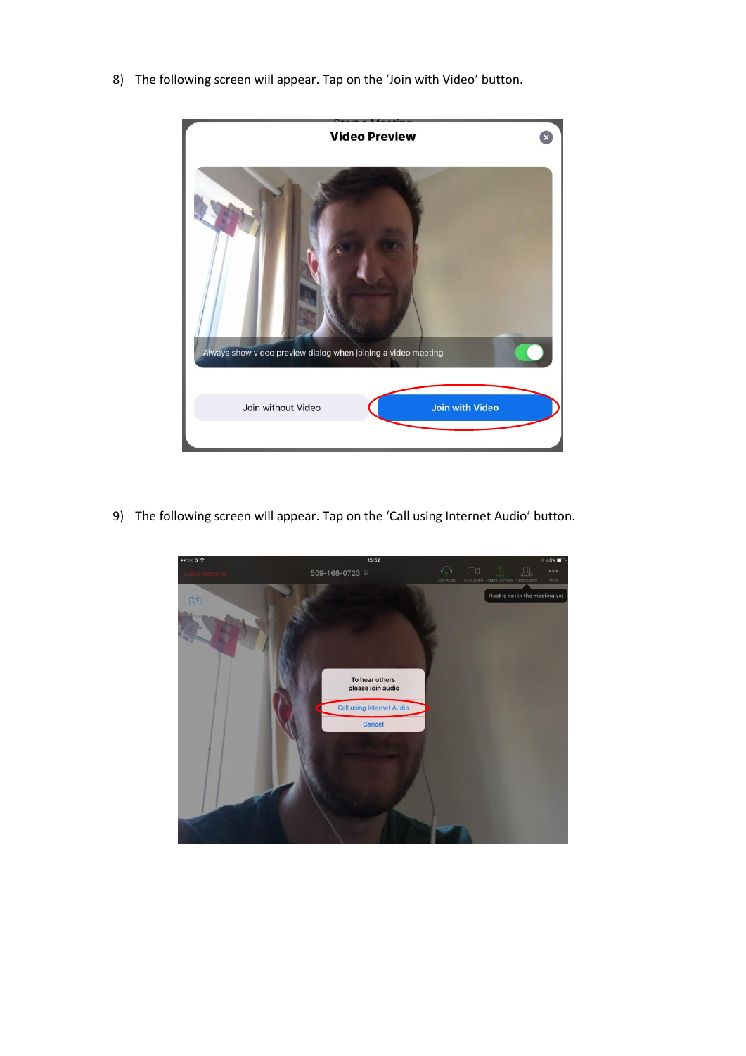8) The following screen will appear. Tap on the 'Join with Video' button.

9) The following screen will appear. Tap on the 'Call using Internet Audio' button.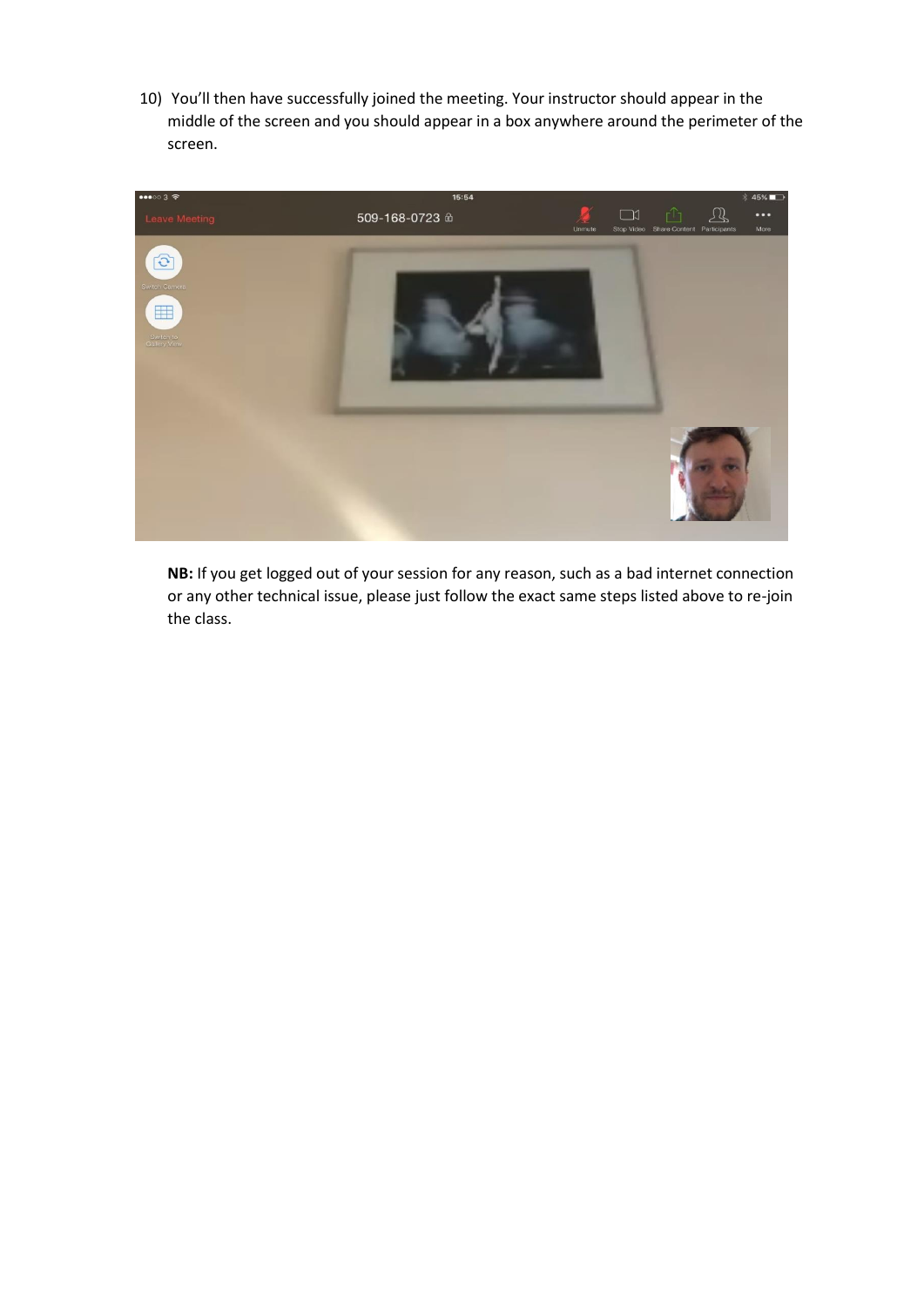10) You'll then have successfully joined the meeting. Your instructor should appear in the middle of the screen and you should appear in a box anywhere around the perimeter of the screen.

**NB:** If you get logged out of your session for any reason, such as a bad internet connection or any other technical issue, please just follow the exact same steps listed above to re-join the class.